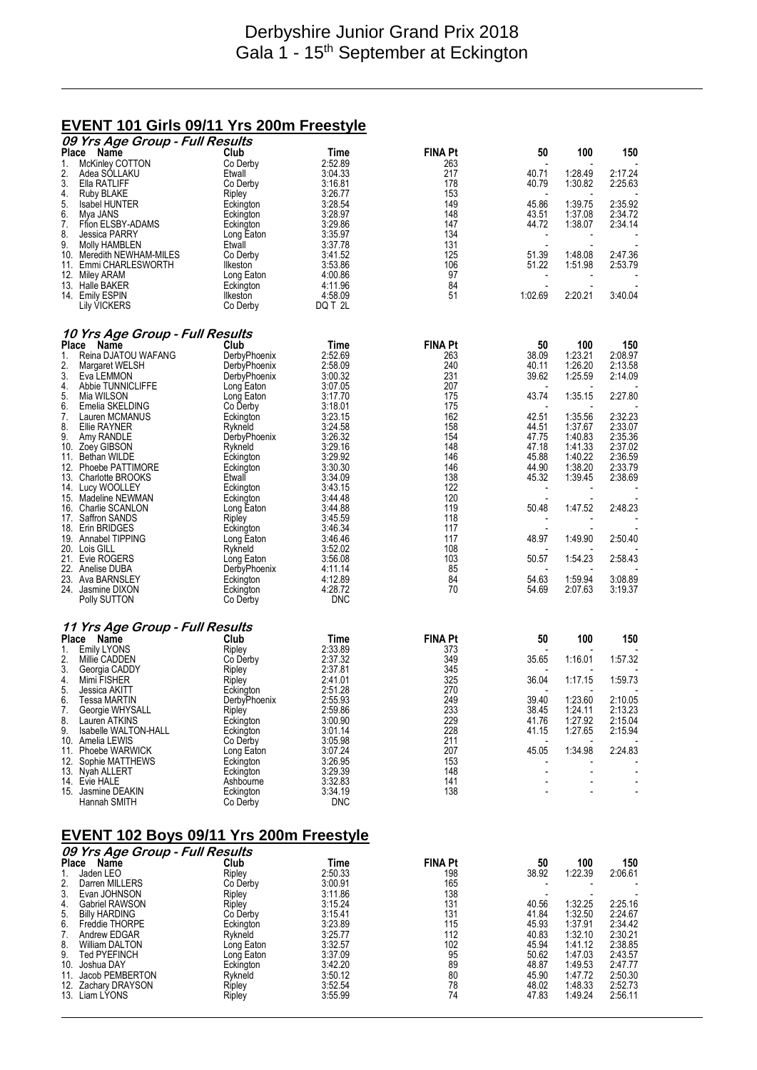# Derbyshire Junior Grand Prix 2018
## Gala 1 - 15th September at Eckington

## EVENT 101 Girls 09/11 Yrs 200m Freestyle

### 09 Yrs Age Group - Full Results

| Place | Name | Club | Time | FINA Pt | 50 | 100 | 150 |
|---|---|---|---|---|---|---|---|
| 1. | McKinley COTTON | Co Derby | 2:52.89 | 263 | - | - | - |
| 2. | Adea SOLLAKU | Etwall | 3:04.33 | 217 | 40.71 | 1:28.49 | 2:17.24 |
| 3. | Ella RATLIFF | Co Derby | 3:16.81 | 178 | 40.79 | 1:30.82 | 2:25.63 |
| 4. | Ruby BLAKE | Ripley | 3:26.77 | 153 | - | - | - |
| 5. | Isabel HUNTER | Eckington | 3:28.54 | 149 | 45.86 | 1:39.75 | 2:35.92 |
| 6. | Mya JANS | Eckington | 3:28.97 | 148 | 43.51 | 1:37.08 | 2:34.72 |
| 7. | Ffion ELSBY-ADAMS | Eckington | 3:29.86 | 147 | 44.72 | 1:38.07 | 2:34.14 |
| 8. | Jessica PARRY | Long Eaton | 3:35.97 | 134 | - | - | - |
| 9. | Molly HAMBLEN | Etwall | 3:37.78 | 131 | - | - | - |
| 10. | Meredith NEWHAM-MILES | Co Derby | 3:41.52 | 125 | 51.39 | 1:48.08 | 2:47.36 |
| 11. | Emmi CHARLESWORTH | Ilkeston | 3:53.86 | 106 | 51.22 | 1:51.98 | 2:53.79 |
| 12. | Miley ARAM | Long Eaton | 4:00.86 | 97 | - | - | - |
| 13. | Halle BAKER | Eckington | 4:11.96 | 84 | - | - | - |
| 14. | Emily ESPIN | Ilkeston | 4:58.09 | 51 | 1:02.69 | 2:20.21 | 3:40.04 |
| | Lily VICKERS | Co Derby | DQ T 2L | | | | |

### 10 Yrs Age Group - Full Results

| Place | Name | Club | Time | FINA Pt | 50 | 100 | 150 |
|---|---|---|---|---|---|---|---|
| 1. | Reina DJATOU WAFANG | DerbyPhoenix | 2:52.69 | 263 | 38.09 | 1:23.21 | 2:08.97 |
| 2. | Margaret WELSH | DerbyPhoenix | 2:58.09 | 240 | 40.11 | 1:26.20 | 2:13.58 |
| 3. | Eva LEMMON | DerbyPhoenix | 3:00.32 | 231 | 39.62 | 1:25.59 | 2:14.09 |
| 4. | Abbie TUNNICLIFFE | Long Eaton | 3:07.05 | 207 | - | - | - |
| 5. | Mia WILSON | Long Eaton | 3:17.70 | 175 | 43.74 | 1:35.15 | 2:27.80 |
| 6. | Emelia SKELDING | Co Derby | 3:18.01 | 175 | - | - | - |
| 7. | Lauren MCMANUS | Eckington | 3:23.15 | 162 | 42.51 | 1:35.56 | 2:32.23 |
| 8. | Ellie RAYNER | Rykneld | 3:24.58 | 158 | 44.51 | 1:37.67 | 2:33.07 |
| 9. | Amy RANDLE | DerbyPhoenix | 3:26.32 | 154 | 47.75 | 1:40.83 | 2:35.36 |
| 10. | Zoey GIBSON | Rykneld | 3:29.16 | 148 | 47.18 | 1:41.33 | 2:37.02 |
| 11. | Bethan WILDE | Eckington | 3:29.92 | 146 | 45.88 | 1:40.22 | 2:36.59 |
| 12. | Phoebe PATTIMORE | Eckington | 3:30.30 | 146 | 44.90 | 1:38.20 | 2:33.79 |
| 13. | Charlotte BROOKS | Etwall | 3:34.09 | 138 | 45.32 | 1:39.45 | 2:38.69 |
| 14. | Lucy WOOLLEY | Eckington | 3:43.15 | 122 | - | - | - |
| 15. | Madeline NEWMAN | Eckington | 3:44.48 | 120 | - | - | - |
| 16. | Charlie SCANLON | Long Eaton | 3:44.88 | 119 | 50.48 | 1:47.52 | 2:48.23 |
| 17. | Saffron SANDS | Ripley | 3:45.59 | 118 | - | - | - |
| 18. | Erin BRIDGES | Eckington | 3:46.34 | 117 | - | - | - |
| 19. | Annabel TIPPING | Long Eaton | 3:46.46 | 117 | 48.97 | 1:49.90 | 2:50.40 |
| 20. | Lois GILL | Rykneld | 3:52.02 | 108 | - | - | - |
| 21. | Evie ROGERS | Long Eaton | 3:56.08 | 103 | 50.57 | 1:54.23 | 2:58.43 |
| 22. | Anelise DUBA | DerbyPhoenix | 4:11.14 | 85 | - | - | - |
| 23. | Ava BARNSLEY | Eckington | 4:12.89 | 84 | 54.63 | 1:59.94 | 3:08.89 |
| 24. | Jasmine DIXON | Eckington | 4:28.72 | 70 | 54.69 | 2:07.63 | 3:19.37 |
| | Polly SUTTON | Co Derby | DNC | | | | |

### 11 Yrs Age Group - Full Results

| Place | Name | Club | Time | FINA Pt | 50 | 100 | 150 |
|---|---|---|---|---|---|---|---|
| 1. | Emily LYONS | Ripley | 2:33.89 | 373 | - | - | - |
| 2. | Millie CADDEN | Co Derby | 2:37.32 | 349 | 35.65 | 1:16.01 | 1:57.32 |
| 3. | Georgia CADDY | Ripley | 2:37.81 | 345 | - | - | - |
| 4. | Mimi FISHER | Ripley | 2:41.01 | 325 | 36.04 | 1:17.15 | 1:59.73 |
| 5. | Jessica AKITT | Eckington | 2:51.28 | 270 | - | - | - |
| 6. | Tessa MARTIN | DerbyPhoenix | 2:55.93 | 249 | 39.40 | 1:23.60 | 2:10.05 |
| 7. | Georgie WHYSALL | Ripley | 2:59.86 | 233 | 38.45 | 1:24.11 | 2:13.23 |
| 8. | Lauren ATKINS | Eckington | 3:00.90 | 229 | 41.76 | 1:27.92 | 2:15.04 |
| 9. | Isabelle WALTON-HALL | Eckington | 3:01.14 | 228 | 41.15 | 1:27.65 | 2:15.94 |
| 10. | Amelia LEWIS | Co Derby | 3:05.98 | 211 | - | - | - |
| 11. | Phoebe WARWICK | Long Eaton | 3:07.24 | 207 | 45.05 | 1:34.98 | 2:24.83 |
| 12. | Sophie MATTHEWS | Eckington | 3:26.95 | 153 | - | - | - |
| 13. | Nyah ALLERT | Eckington | 3:29.39 | 148 | - | - | - |
| 14. | Evie HALE | Ashbourne | 3:32.83 | 141 | - | - | - |
| 15. | Jasmine DEAKIN | Eckington | 3:34.19 | 138 | - | - | - |
| | Hannah SMITH | Co Derby | DNC | | | | |

## EVENT 102 Boys 09/11 Yrs 200m Freestyle

### 09 Yrs Age Group - Full Results

| Place | Name | Club | Time | FINA Pt | 50 | 100 | 150 |
|---|---|---|---|---|---|---|---|
| 1. | Jaden LEO | Ripley | 2:50.33 | 198 | 38.92 | 1:22.39 | 2:06.61 |
| 2. | Darren MILLERS | Co Derby | 3:00.91 | 165 | - | - | - |
| 3. | Evan JOHNSON | Ripley | 3:11.86 | 138 | - | - | - |
| 4. | Gabriel RAWSON | Ripley | 3:15.24 | 131 | 40.56 | 1:32.25 | 2:25.16 |
| 5. | Billy HARDING | Co Derby | 3:15.41 | 131 | 41.84 | 1:32.50 | 2:24.67 |
| 6. | Freddie THORPE | Eckington | 3:23.89 | 115 | 45.93 | 1:37.91 | 2:34.42 |
| 7. | Andrew EDGAR | Rykneld | 3:25.77 | 112 | 40.83 | 1:32.10 | 2:30.21 |
| 8. | William DALTON | Long Eaton | 3:32.57 | 102 | 45.94 | 1:41.12 | 2:38.85 |
| 9. | Ted PYEFINCH | Long Eaton | 3:37.09 | 95 | 50.62 | 1:47.03 | 2:43.57 |
| 10. | Joshua DAY | Eckington | 3:42.20 | 89 | 48.87 | 1:49.53 | 2:47.77 |
| 11. | Jacob PEMBERTON | Rykneld | 3:50.12 | 80 | 45.90 | 1:47.72 | 2:50.30 |
| 12. | Zachary DRAYSON | Ripley | 3:52.54 | 78 | 48.02 | 1:48.33 | 2:52.73 |
| 13. | Liam LYONS | Ripley | 3:55.99 | 74 | 47.83 | 1:49.24 | 2:56.11 |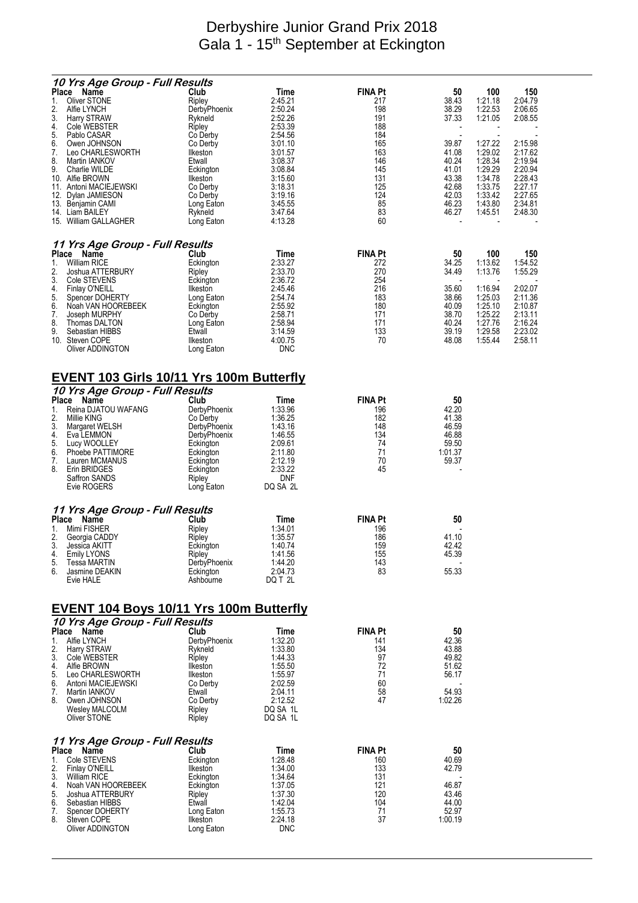### *10 Yrs Age Group - Full Results*

| Place | Name | Club | Time | FINA Pt | 50 | 100 | 150 |
|---|---|---|---|---|---|---|---|
| 1. | Oliver STONE | Ripley | 2:45.21 | 217 | 38.43 | 1:21.18 | 2:04.79 |
| 2. | Alfie LYNCH | DerbyPhoenix | 2:50.24 | 198 | 38.29 | 1:22.53 | 2:06.65 |
| 3. | Harry STRAW | Rykneld | 2:52.26 | 191 | 37.33 | 1:21.05 | 2:08.55 |
| 4. | Cole WEBSTER | Ripley | 2:53.39 | 188 | - | - | - |
| 5. | Pablo CASAR | Co Derby | 2:54.56 | 184 | - | - | - |
| 6. | Owen JOHNSON | Co Derby | 3:01.10 | 165 | 39.87 | 1:27.22 | 2:15.98 |
| 7. | Leo CHARLESWORTH | Ilkeston | 3:01.57 | 163 | 41.08 | 1:29.02 | 2:17.62 |
| 8. | Martin IANKOV | Etwall | 3:08.37 | 146 | 40.24 | 1:28.34 | 2:19.94 |
| 9. | Charlie WILDE | Eckington | 3:08.84 | 145 | 41.01 | 1:29.29 | 2:20.94 |
| 10. | Alfie BROWN | Ilkeston | 3:15.60 | 131 | 43.38 | 1:34.78 | 2:28.43 |
| 11. | Antoni MACIEJEWSKI | Co Derby | 3:18.31 | 125 | 42.68 | 1:33.75 | 2:27.17 |
| 12. | Dylan JAMIESON | Co Derby | 3:19.16 | 124 | 42.03 | 1:33.42 | 2:27.65 |
| 13. | Benjamin CAMI | Long Eaton | 3:45.55 | 85 | 46.23 | 1:43.80 | 2:34.81 |
| 14. | Liam BAILEY | Rykneld | 3:47.64 | 83 | 46.27 | 1:45.51 | 2:48.30 |
| 15. | William GALLAGHER | Long Eaton | 4:13.28 | 60 | - | - | - |

### *11 Yrs Age Group - Full Results*

| Place | Name | Club | Time | FINA Pt | 50 | 100 | 150 |
|---|---|---|---|---|---|---|---|
| 1. | William RICE | Eckington | 2:33.27 | 272 | 34.25 | 1:13.62 | 1:54.52 |
| 2. | Joshua ATTERBURY | Ripley | 2:33.70 | 270 | 34.49 | 1:13.76 | 1:55.29 |
| 3. | Cole STEVENS | Eckington | 2:36.72 | 254 | - | - | - |
| 4. | Finlay O'NEILL | Ilkeston | 2:45.46 | 216 | 35.60 | 1:16.94 | 2:02.07 |
| 5. | Spencer DOHERTY | Long Eaton | 2:54.74 | 183 | 38.66 | 1:25.03 | 2:11.36 |
| 6. | Noah VAN HOOREBEEK | Eckington | 2:55.92 | 180 | 40.09 | 1:25.10 | 2:10.87 |
| 7. | Joseph MURPHY | Co Derby | 2:58.71 | 171 | 38.70 | 1:25.22 | 2:13.11 |
| 8. | Thomas DALTON | Long Eaton | 2:58.94 | 171 | 40.24 | 1:27.76 | 2:16.24 |
| 9. | Sebastian HIBBS | Etwall | 3:14.59 | 133 | 39.19 | 1:29.58 | 2:23.02 |
| 10. | Steven COPE | Ilkeston | 4:00.75 | 70 | 48.08 | 1:55.44 | 2:58.11 |
| | Oliver ADDINGTON | Long Eaton | DNC | | | | |

## EVENT 103 Girls 10/11 Yrs 100m Butterfly

### *10 Yrs Age Group - Full Results*

| Place | Name | Club | Time | FINA Pt | 50 |
|---|---|---|---|---|---|
| 1. | Reina DJATOU WAFANG | DerbyPhoenix | 1:33.96 | 196 | 42.20 |
| 2. | Millie KING | Co Derby | 1:36.25 | 182 | 41.38 |
| 3. | Margaret WELSH | DerbyPhoenix | 1:43.16 | 148 | 46.59 |
| 4. | Eva LEMMON | DerbyPhoenix | 1:46.55 | 134 | 46.88 |
| 5. | Lucy WOOLLEY | Eckington | 2:09.61 | 74 | 59.50 |
| 6. | Phoebe PATTIMORE | Eckington | 2:11.80 | 71 | 1:01.37 |
| 7. | Lauren MCMANUS | Eckington | 2:12.19 | 70 | 59.37 |
| 8. | Erin BRIDGES | Eckington | 2:33.22 | 45 | - |
| | Saffron SANDS | Ripley | DNF | | |
| | Evie ROGERS | Long Eaton | DQ SA 2L | | |

### *11 Yrs Age Group - Full Results*

| Place | Name | Club | Time | FINA Pt | 50 |
|---|---|---|---|---|---|
| 1. | Mimi FISHER | Ripley | 1:34.01 | 196 | - |
| 2. | Georgia CADDY | Ripley | 1:35.57 | 186 | 41.10 |
| 3. | Jessica AKITT | Eckington | 1:40.74 | 159 | 42.42 |
| 4. | Emily LYONS | Ripley | 1:41.56 | 155 | 45.39 |
| 5. | Tessa MARTIN | DerbyPhoenix | 1:44.20 | 143 | - |
| 6. | Jasmine DEAKIN | Eckington | 2:04.73 | 83 | 55.33 |
| | Evie HALE | Ashbourne | DQ T 2L | | |

## EVENT 104 Boys 10/11 Yrs 100m Butterfly

### *10 Yrs Age Group - Full Results*

| Place | Name | Club | Time | FINA Pt | 50 |
|---|---|---|---|---|---|
| 1. | Alfie LYNCH | DerbyPhoenix | 1:32.20 | 141 | 42.36 |
| 2. | Harry STRAW | Rykneld | 1:33.80 | 134 | 43.88 |
| 3. | Cole WEBSTER | Ripley | 1:44.33 | 97 | 49.82 |
| 4. | Alfie BROWN | Ilkeston | 1:55.50 | 72 | 51.62 |
| 5. | Leo CHARLESWORTH | Ilkeston | 1:55.97 | 71 | 56.17 |
| 6. | Antoni MACIEJEWSKI | Co Derby | 2:02.59 | 60 | - |
| 7. | Martin IANKOV | Etwall | 2:04.11 | 58 | 54.93 |
| 8. | Owen JOHNSON | Co Derby | 2:12.52 | 47 | 1:02.26 |
| | Wesley MALCOLM | Ripley | DQ SA 1L | | |
| | Oliver STONE | Ripley | DQ SA 1L | | |

### *11 Yrs Age Group - Full Results*

| Place | Name | Club | Time | FINA Pt | 50 |
|---|---|---|---|---|---|
| 1. | Cole STEVENS | Eckington | 1:28.48 | 160 | 40.69 |
| 2. | Finlay O'NEILL | Ilkeston | 1:34.00 | 133 | 42.79 |
| 3. | William RICE | Eckington | 1:34.64 | 131 | - |
| 4. | Noah VAN HOOREBEEK | Eckington | 1:37.05 | 121 | 46.87 |
| 5. | Joshua ATTERBURY | Ripley | 1:37.30 | 120 | 43.46 |
| 6. | Sebastian HIBBS | Etwall | 1:42.04 | 104 | 44.00 |
| 7. | Spencer DOHERTY | Long Eaton | 1:55.73 | 71 | 52.97 |
| 8. | Steven COPE | Ilkeston | 2:24.18 | 37 | 1:00.19 |
| | Oliver ADDINGTON | Long Eaton | DNC | | |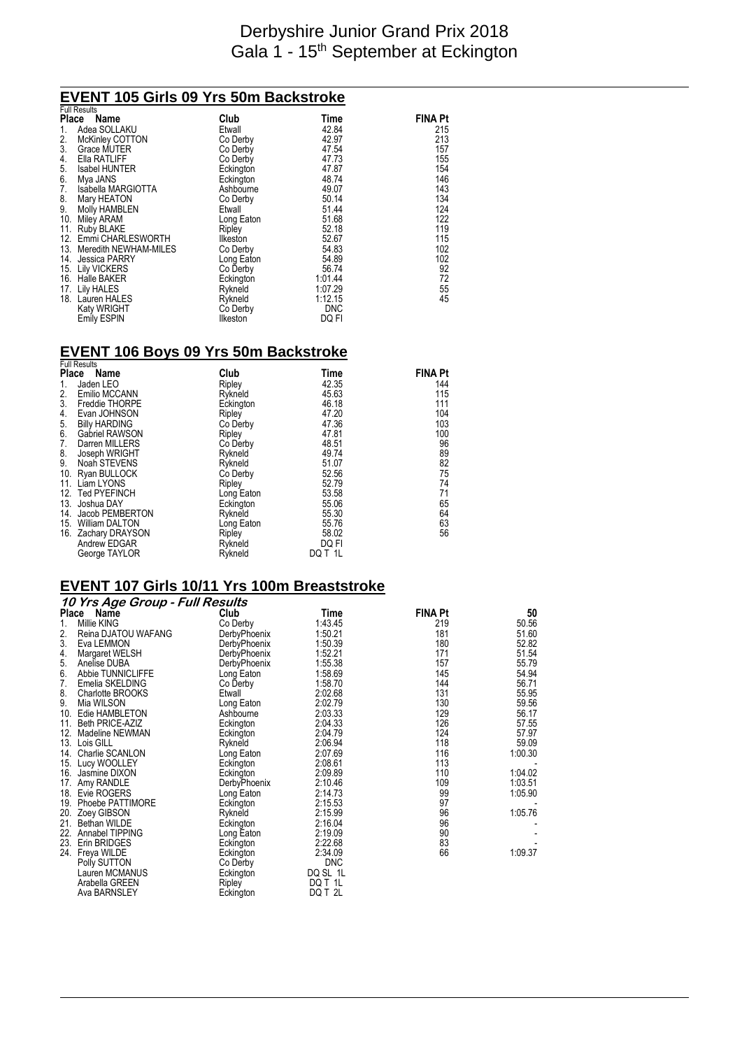# Derbyshire Junior Grand Prix 2018
# Gala 1 - 15th September at Eckington

## EVENT 105 Girls 09 Yrs 50m Backstroke

Full Results

| Place | Name | Club | Time | FINA Pt |
|---|---|---|---|---|
| 1. | Adea SOLLAKU | Etwall | 42.84 | 215 |
| 2. | McKinley COTTON | Co Derby | 42.97 | 213 |
| 3. | Grace MUTER | Co Derby | 47.54 | 157 |
| 4. | Ella RATLIFF | Co Derby | 47.73 | 155 |
| 5. | Isabel HUNTER | Eckington | 47.87 | 154 |
| 6. | Mya JANS | Eckington | 48.74 | 146 |
| 7. | Isabella MARGIOTTA | Ashbourne | 49.07 | 143 |
| 8. | Mary HEATON | Co Derby | 50.14 | 134 |
| 9. | Molly HAMBLEN | Etwall | 51.44 | 124 |
| 10. | Miley ARAM | Long Eaton | 51.68 | 122 |
| 11. | Ruby BLAKE | Ripley | 52.18 | 119 |
| 12. | Emmi CHARLESWORTH | Ilkeston | 52.67 | 115 |
| 13. | Meredith NEWHAM-MILES | Co Derby | 54.83 | 102 |
| 14. | Jessica PARRY | Long Eaton | 54.89 | 102 |
| 15. | Lily VICKERS | Co Derby | 56.74 | 92 |
| 16. | Halle BAKER | Eckington | 1:01.44 | 72 |
| 17. | Lily HALES | Rykneld | 1:07.29 | 55 |
| 18. | Lauren HALES | Rykneld | 1:12.15 | 45 |
| | Katy WRIGHT | Co Derby | DNC | |
| | Emily ESPIN | Ilkeston | DQ FI | |

## EVENT 106 Boys 09 Yrs 50m Backstroke

Full Results

| Place | Name | Club | Time | FINA Pt |
|---|---|---|---|---|
| 1. | Jaden LEO | Ripley | 42.35 | 144 |
| 2. | Emilio MCCANN | Rykneld | 45.63 | 115 |
| 3. | Freddie THORPE | Eckington | 46.18 | 111 |
| 4. | Evan JOHNSON | Ripley | 47.20 | 104 |
| 5. | Billy HARDING | Co Derby | 47.36 | 103 |
| 6. | Gabriel RAWSON | Ripley | 47.81 | 100 |
| 7. | Darren MILLERS | Co Derby | 48.51 | 96 |
| 8. | Joseph WRIGHT | Rykneld | 49.74 | 89 |
| 9. | Noah STEVENS | Rykneld | 51.07 | 82 |
| 10. | Ryan BULLOCK | Co Derby | 52.56 | 75 |
| 11. | Liam LYONS | Ripley | 52.79 | 74 |
| 12. | Ted PYEFINCH | Long Eaton | 53.58 | 71 |
| 13. | Joshua DAY | Eckington | 55.06 | 65 |
| 14. | Jacob PEMBERTON | Rykneld | 55.30 | 64 |
| 15. | William DALTON | Long Eaton | 55.76 | 63 |
| 16. | Zachary DRAYSON | Ripley | 58.02 | 56 |
| | Andrew EDGAR | Rykneld | DQ FI | |
| | George TAYLOR | Rykneld | DQ T 1L | |

## EVENT 107 Girls 10/11 Yrs 100m Breaststroke

*10 Yrs Age Group - Full Results*

| Place | Name | Club | Time | FINA Pt | 50 |
|---|---|---|---|---|---|
| 1. | Millie KING | Co Derby | 1:43.45 | 219 | 50.56 |
| 2. | Reina DJATOU WAFANG | DerbyPhoenix | 1:50.21 | 181 | 51.60 |
| 3. | Eva LEMMON | DerbyPhoenix | 1:50.39 | 180 | 52.82 |
| 4. | Margaret WELSH | DerbyPhoenix | 1:52.21 | 171 | 51.54 |
| 5. | Anelise DUBA | DerbyPhoenix | 1:55.38 | 157 | 55.79 |
| 6. | Abbie TUNNICLIFFE | Long Eaton | 1:58.69 | 145 | 54.94 |
| 7. | Emelia SKELDING | Co Derby | 1:58.70 | 144 | 56.71 |
| 8. | Charlotte BROOKS | Etwall | 2:02.68 | 131 | 55.95 |
| 9. | Mia WILSON | Long Eaton | 2:02.79 | 130 | 59.56 |
| 10. | Edie HAMBLETON | Ashbourne | 2:03.33 | 129 | 56.17 |
| 11. | Beth PRICE-AZIZ | Eckington | 2:04.33 | 126 | 57.55 |
| 12. | Madeline NEWMAN | Eckington | 2:04.79 | 124 | 57.97 |
| 13. | Lois GILL | Rykneld | 2:06.94 | 118 | 59.09 |
| 14. | Charlie SCANLON | Long Eaton | 2:07.69 | 116 | 1:00.30 |
| 15. | Lucy WOOLLEY | Eckington | 2:08.61 | 113 | - |
| 16. | Jasmine DIXON | Eckington | 2:09.89 | 110 | 1:04.02 |
| 17. | Amy RANDLE | DerbyPhoenix | 2:10.46 | 109 | 1:03.51 |
| 18. | Evie ROGERS | Long Eaton | 2:14.73 | 99 | 1:05.90 |
| 19. | Phoebe PATTIMORE | Eckington | 2:15.53 | 97 | - |
| 20. | Zoey GIBSON | Rykneld | 2:15.99 | 96 | 1:05.76 |
| 21. | Bethan WILDE | Eckington | 2:16.04 | 96 | - |
| 22. | Annabel TIPPING | Long Eaton | 2:19.09 | 90 | - |
| 23. | Erin BRIDGES | Eckington | 2:22.68 | 83 | - |
| 24. | Freya WILDE | Eckington | 2:34.09 | 66 | 1:09.37 |
| | Polly SUTTON | Co Derby | DNC | | |
| | Lauren MCMANUS | Eckington | DQ SL 1L | | |
| | Arabella GREEN | Ripley | DQ T 1L | | |
| | Ava BARNSLEY | Eckington | DQ T 2L | | |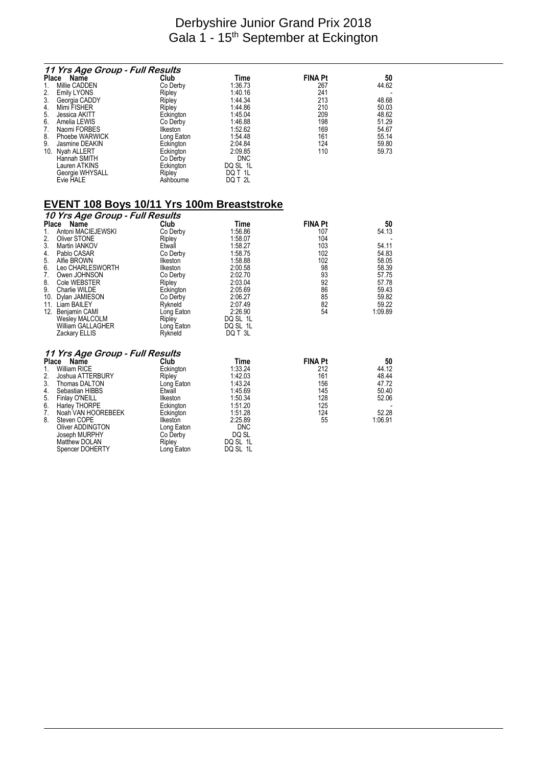# Derbyshire Junior Grand Prix 2018
Gala 1 - 15th September at Eckington

### *11 Yrs Age Group - Full Results*

| Place | Name | Club | Time | FINA Pt | 50 |
|---|---|---|---|---|---|
| 1. | Millie CADDEN | Co Derby | 1:36.73 | 267 | 44.62 |
| 2. | Emily LYONS | Ripley | 1:40.16 | 241 | - |
| 3. | Georgia CADDY | Ripley | 1:44.34 | 213 | 48.68 |
| 4. | Mimi FISHER | Ripley | 1:44.86 | 210 | 50.03 |
| 5. | Jessica AKITT | Eckington | 1:45.04 | 209 | 48.62 |
| 6. | Amelia LEWIS | Co Derby | 1:46.88 | 198 | 51.29 |
| 7. | Naomi FORBES | Ilkeston | 1:52.62 | 169 | 54.67 |
| 8. | Phoebe WARWICK | Long Eaton | 1:54.48 | 161 | 55.14 |
| 9. | Jasmine DEAKIN | Eckington | 2:04.84 | 124 | 59.80 |
| 10. | Nyah ALLERT | Eckington | 2:09.85 | 110 | 59.73 |
| | Hannah SMITH | Co Derby | DNC | | |
| | Lauren ATKINS | Eckington | DQ SL 1L | | |
| | Georgie WHYSALL | Ripley | DQ T 1L | | |
| | Evie HALE | Ashbourne | DQ T 2L | | |

## EVENT 108 Boys 10/11 Yrs 100m Breaststroke

### *10 Yrs Age Group - Full Results*

| Place | Name | Club | Time | FINA Pt | 50 |
|---|---|---|---|---|---|
| 1. | Antoni MACIEJEWSKI | Co Derby | 1:56.86 | 107 | 54.13 |
| 2. | Oliver STONE | Ripley | 1:58.07 | 104 | - |
| 3. | Martin IANKOV | Etwall | 1:58.27 | 103 | 54.11 |
| 4. | Pablo CASAR | Co Derby | 1:58.75 | 102 | 54.83 |
| 5. | Alfie BROWN | Ilkeston | 1:58.88 | 102 | 58.05 |
| 6. | Leo CHARLESWORTH | Ilkeston | 2:00.58 | 98 | 58.39 |
| 7. | Owen JOHNSON | Co Derby | 2:02.70 | 93 | 57.75 |
| 8. | Cole WEBSTER | Ripley | 2:03.04 | 92 | 57.78 |
| 9. | Charlie WILDE | Eckington | 2:05.69 | 86 | 59.43 |
| 10. | Dylan JAMIESON | Co Derby | 2:06.27 | 85 | 59.82 |
| 11. | Liam BAILEY | Rykneld | 2:07.49 | 82 | 59.22 |
| 12. | Benjamin CAMI | Long Eaton | 2:26.90 | 54 | 1:09.89 |
| | Wesley MALCOLM | Ripley | DQ SL 1L | | |
| | William GALLAGHER | Long Eaton | DQ SL 1L | | |
| | Zackary ELLIS | Rykneld | DQ T 3L | | |

### *11 Yrs Age Group - Full Results*

| Place | Name | Club | Time | FINA Pt | 50 |
|---|---|---|---|---|---|
| 1. | William RICE | Eckington | 1:33.24 | 212 | 44.12 |
| 2. | Joshua ATTERBURY | Ripley | 1:42.03 | 161 | 48.44 |
| 3. | Thomas DALTON | Long Eaton | 1:43.24 | 156 | 47.72 |
| 4. | Sebastian HIBBS | Etwall | 1:45.69 | 145 | 50.40 |
| 5. | Finlay O'NEILL | Ilkeston | 1:50.34 | 128 | 52.06 |
| 6. | Harley THORPE | Eckington | 1:51.20 | 125 | - |
| 7. | Noah VAN HOOREBEEK | Eckington | 1:51.28 | 124 | 52.28 |
| 8. | Steven COPE | Ilkeston | 2:25.89 | 55 | 1:06.91 |
| | Oliver ADDINGTON | Long Eaton | DNC | | |
| | Joseph MURPHY | Co Derby | DQ SL | | |
| | Matthew DOLAN | Ripley | DQ SL 1L | | |
| | Spencer DOHERTY | Long Eaton | DQ SL 1L | | |